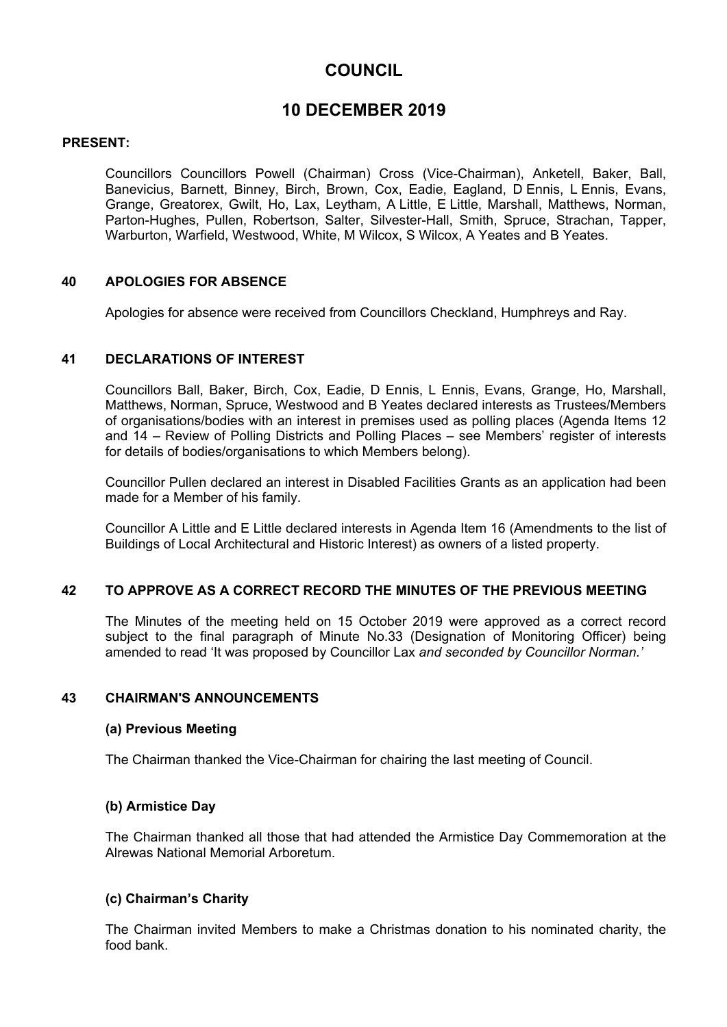# COUNCIL

# 10 DECEMBER 2019

**PRESENT:**

Councillors Councillors Powell (Chairman) Cross (Vice-Chairman), Anketell, Baker, Ball, Banevicius, Barnett, Binney, Birch, Brown, Cox, Eadie, Eagland, D Ennis, L Ennis, Evans, Grange, Greatorex, Gwilt, Ho, Lax, Leytham, A Little, E Little, Marshall, Matthews, Norman, Parton-Hughes, Pullen, Robertson, Salter, Silvester-Hall, Smith, Spruce, Strachan, Tapper, Warburton, Warfield, Westwood, White, M Wilcox, S Wilcox, A Yeates and B Yeates.

## 40 APOLOGIES FOR ABSENCE

Apologies for absence were received from Councillors Checkland, Humphreys and Ray.

## 41 DECLARATIONS OF INTEREST

Councillors Ball, Baker, Birch, Cox, Eadie, D Ennis, L Ennis, Evans, Grange, Ho, Marshall, Matthews, Norman, Spruce, Westwood and B Yeates declared interests as Trustees/Members of organisations/bodies with an interest in premises used as polling places (Agenda Items 12 and 14 – Review of Polling Districts and Polling Places – see Members' register of interests for details of bodies/organisations to which Members belong).

Councillor Pullen declared an interest in Disabled Facilities Grants as an application had been made for a Member of his family.

Councillor A Little and E Little declared interests in Agenda Item 16 (Amendments to the list of Buildings of Local Architectural and Historic Interest) as owners of a listed property.

## 42 TO APPROVE AS A CORRECT RECORD THE MINUTES OF THE PREVIOUS MEETING

The Minutes of the meeting held on 15 October 2019 were approved as a correct record subject to the final paragraph of Minute No.33 (Designation of Monitoring Officer) being amended to read 'It was proposed by Councillor Lax *and seconded by Councillor Norman.'*

## 43 CHAIRMAN'S ANNOUNCEMENTS

### (a) Previous Meeting

The Chairman thanked the Vice-Chairman for chairing the last meeting of Council.

### (b) Armistice Day

The Chairman thanked all those that had attended the Armistice Day Commemoration at the Alrewas National Memorial Arboretum.

### (c) Chairman's Charity

The Chairman invited Members to make a Christmas donation to his nominated charity, the food bank.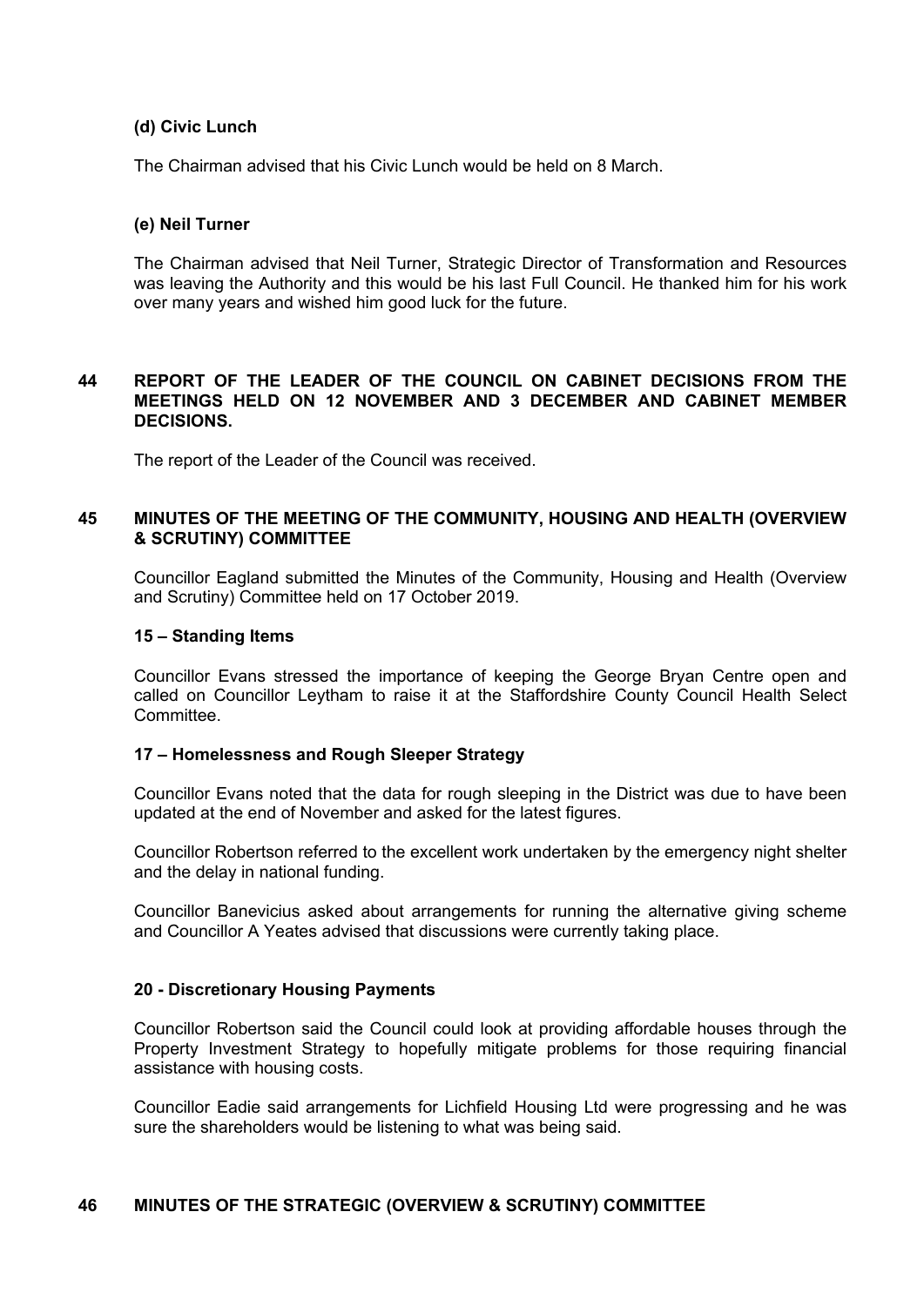**(d) Civic Lunch**

The Chairman advised that his Civic Lunch would be held on 8 March.

**(e) Neil Turner**

The Chairman advised that Neil Turner, Strategic Director of Transformation and Resources was leaving the Authority and this would be his last Full Council. He thanked him for his work over many years and wished him good luck for the future.

## 44 REPORT OF THE LEADER OF THE COUNCIL ON CABINET DECISIONS FROM THE MEETINGS HELD ON 12 NOVEMBER AND 3 DECEMBER AND CABINET MEMBER DECISIONS.

The report of the Leader of the Council was received.

## 45 MINUTES OF THE MEETING OF THE COMMUNITY, HOUSING AND HEALTH (OVERVIEW & SCRUTINY) COMMITTEE

Councillor Eagland submitted the Minutes of the Community, Housing and Health (Overview and Scrutiny) Committee held on 17 October 2019.

**15 – Standing Items**

Councillor Evans stressed the importance of keeping the George Bryan Centre open and called on Councillor Leytham to raise it at the Staffordshire County Council Health Select Committee.

**17 – Homelessness and Rough Sleeper Strategy**

Councillor Evans noted that the data for rough sleeping in the District was due to have been updated at the end of November and asked for the latest figures.

Councillor Robertson referred to the excellent work undertaken by the emergency night shelter and the delay in national funding.

Councillor Banevicius asked about arrangements for running the alternative giving scheme and Councillor A Yeates advised that discussions were currently taking place.

**20 - Discretionary Housing Payments**

Councillor Robertson said the Council could look at providing affordable houses through the Property Investment Strategy to hopefully mitigate problems for those requiring financial assistance with housing costs.

Councillor Eadie said arrangements for Lichfield Housing Ltd were progressing and he was sure the shareholders would be listening to what was being said.

## 46 MINUTES OF THE STRATEGIC (OVERVIEW & SCRUTINY) COMMITTEE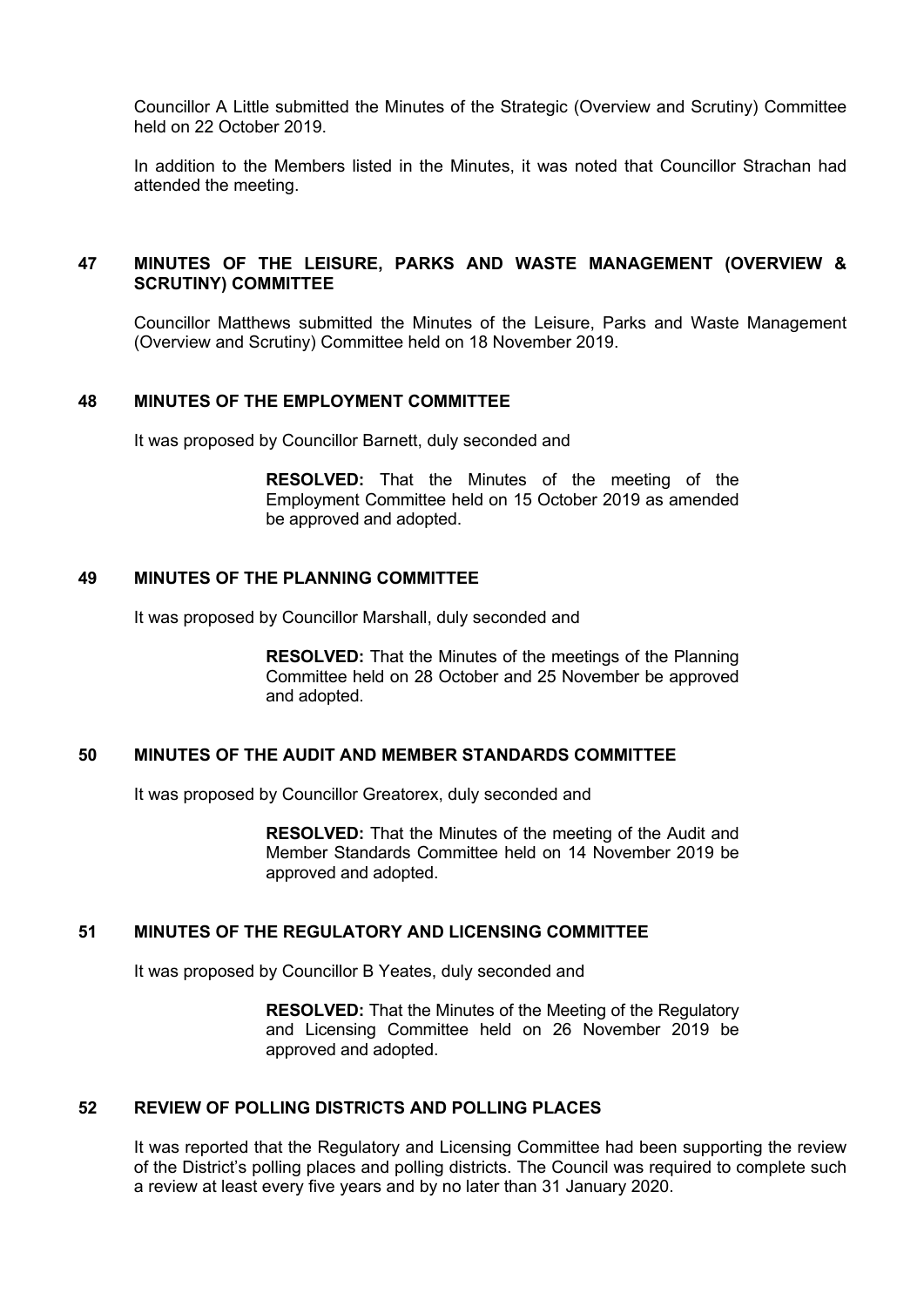Councillor A Little submitted the Minutes of the Strategic (Overview and Scrutiny) Committee held on 22 October 2019.

In addition to the Members listed in the Minutes, it was noted that Councillor Strachan had attended the meeting.

## 47 MINUTES OF THE LEISURE, PARKS AND WASTE MANAGEMENT (OVERVIEW & SCRUTINY) COMMITTEE

Councillor Matthews submitted the Minutes of the Leisure, Parks and Waste Management (Overview and Scrutiny) Committee held on 18 November 2019.

## 48 MINUTES OF THE EMPLOYMENT COMMITTEE

It was proposed by Councillor Barnett, duly seconded and

> **RESOLVED:** That the Minutes of the meeting of the Employment Committee held on 15 October 2019 as amended be approved and adopted.

## 49 MINUTES OF THE PLANNING COMMITTEE

It was proposed by Councillor Marshall, duly seconded and

> **RESOLVED:** That the Minutes of the meetings of the Planning Committee held on 28 October and 25 November be approved and adopted.

## 50 MINUTES OF THE AUDIT AND MEMBER STANDARDS COMMITTEE

It was proposed by Councillor Greatorex, duly seconded and

> **RESOLVED:** That the Minutes of the meeting of the Audit and Member Standards Committee held on 14 November 2019 be approved and adopted.

## 51 MINUTES OF THE REGULATORY AND LICENSING COMMITTEE

It was proposed by Councillor B Yeates, duly seconded and

> **RESOLVED:** That the Minutes of the Meeting of the Regulatory and Licensing Committee held on 26 November 2019 be approved and adopted.

## 52 REVIEW OF POLLING DISTRICTS AND POLLING PLACES

It was reported that the Regulatory and Licensing Committee had been supporting the review of the District's polling places and polling districts. The Council was required to complete such a review at least every five years and by no later than 31 January 2020.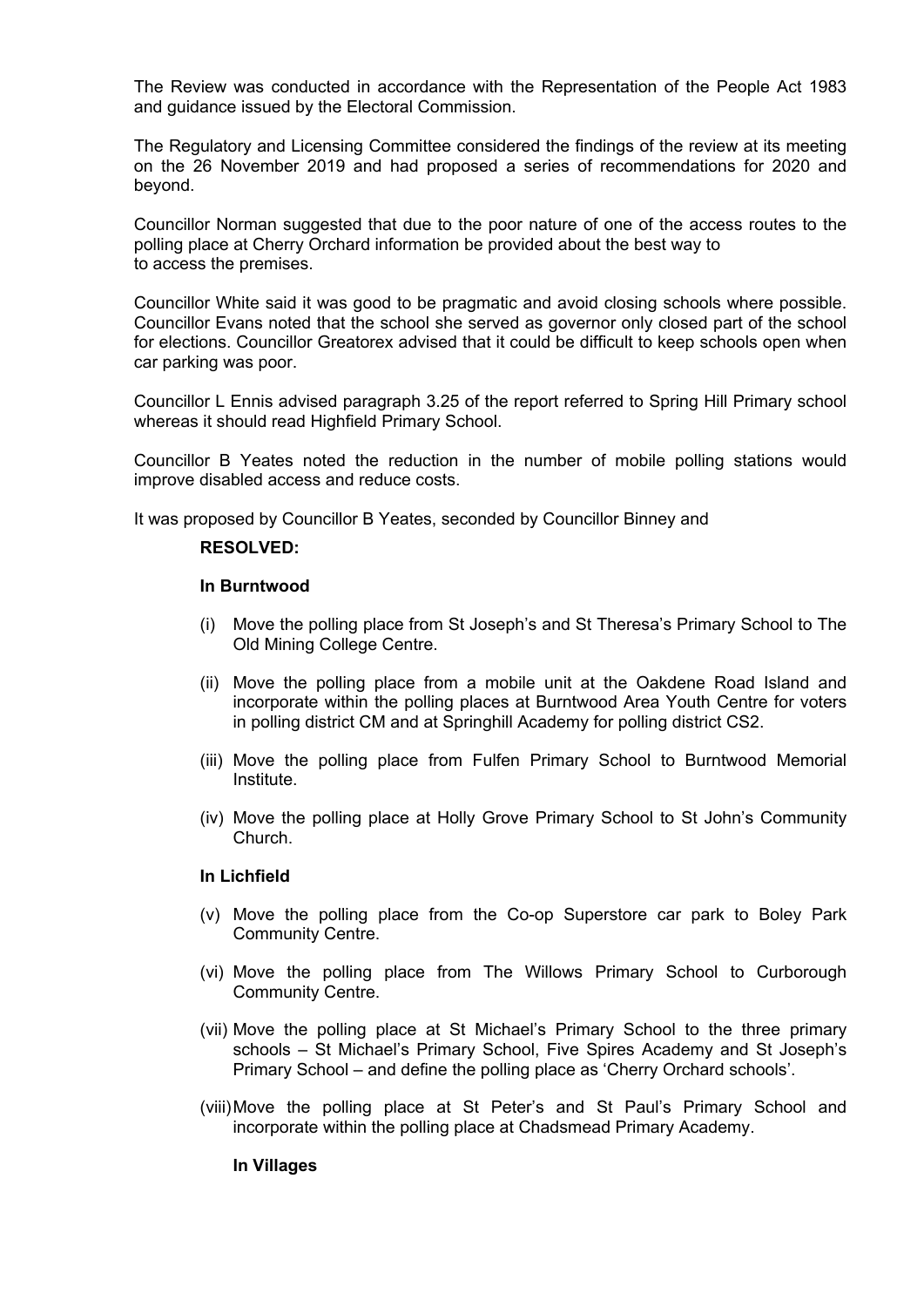The Review was conducted in accordance with the Representation of the People Act 1983 and guidance issued by the Electoral Commission.

The Regulatory and Licensing Committee considered the findings of the review at its meeting on the 26 November 2019 and had proposed a series of recommendations for 2020 and beyond.

Councillor Norman suggested that due to the poor nature of one of the access routes to the polling place at Cherry Orchard information be provided about the best way to to access the premises.

Councillor White said it was good to be pragmatic and avoid closing schools where possible. Councillor Evans noted that the school she served as governor only closed part of the school for elections. Councillor Greatorex advised that it could be difficult to keep schools open when car parking was poor.

Councillor L Ennis advised paragraph 3.25 of the report referred to Spring Hill Primary school whereas it should read Highfield Primary School.

Councillor B Yeates noted the reduction in the number of mobile polling stations would improve disabled access and reduce costs.

It was proposed by Councillor B Yeates, seconded by Councillor Binney and

**RESOLVED:**

**In Burntwood**

(i) Move the polling place from St Joseph's and St Theresa's Primary School to The Old Mining College Centre.

(ii) Move the polling place from a mobile unit at the Oakdene Road Island and incorporate within the polling places at Burntwood Area Youth Centre for voters in polling district CM and at Springhill Academy for polling district CS2.

(iii) Move the polling place from Fulfen Primary School to Burntwood Memorial Institute.

(iv) Move the polling place at Holly Grove Primary School to St John's Community Church.

**In Lichfield**

(v) Move the polling place from the Co-op Superstore car park to Boley Park Community Centre.

(vi) Move the polling place from The Willows Primary School to Curborough Community Centre.

(vii) Move the polling place at St Michael's Primary School to the three primary schools – St Michael's Primary School, Five Spires Academy and St Joseph's Primary School – and define the polling place as 'Cherry Orchard schools'.

(viii) Move the polling place at St Peter's and St Paul's Primary School and incorporate within the polling place at Chadsmead Primary Academy.

**In Villages**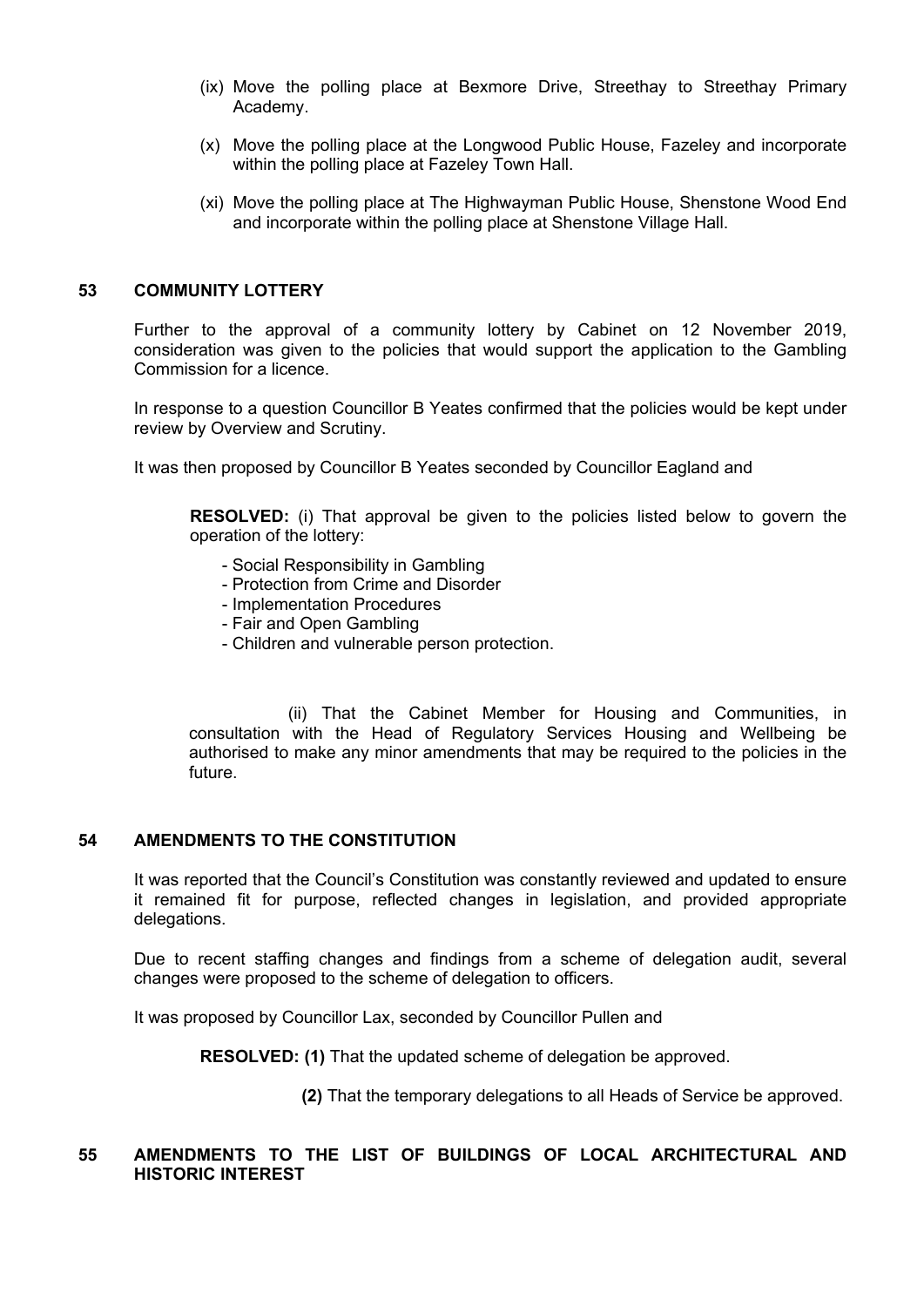(ix) Move the polling place at Bexmore Drive, Streethay to Streethay Primary Academy.

(x) Move the polling place at the Longwood Public House, Fazeley and incorporate within the polling place at Fazeley Town Hall.

(xi) Move the polling place at The Highwayman Public House, Shenstone Wood End and incorporate within the polling place at Shenstone Village Hall.

## 53 COMMUNITY LOTTERY

Further to the approval of a community lottery by Cabinet on 12 November 2019, consideration was given to the policies that would support the application to the Gambling Commission for a licence.

In response to a question Councillor B Yeates confirmed that the policies would be kept under review by Overview and Scrutiny.

It was then proposed by Councillor B Yeates seconded by Councillor Eagland and

**RESOLVED:** (i) That approval be given to the policies listed below to govern the operation of the lottery:

- Social Responsibility in Gambling
- Protection from Crime and Disorder
- Implementation Procedures
- Fair and Open Gambling
- Children and vulnerable person protection.

(ii) That the Cabinet Member for Housing and Communities, in consultation with the Head of Regulatory Services Housing and Wellbeing be authorised to make any minor amendments that may be required to the policies in the future.

## 54 AMENDMENTS TO THE CONSTITUTION

It was reported that the Council's Constitution was constantly reviewed and updated to ensure it remained fit for purpose, reflected changes in legislation, and provided appropriate delegations.

Due to recent staffing changes and findings from a scheme of delegation audit, several changes were proposed to the scheme of delegation to officers.

It was proposed by Councillor Lax, seconded by Councillor Pullen and

**RESOLVED: (1)** That the updated scheme of delegation be approved.

**(2)** That the temporary delegations to all Heads of Service be approved.

## 55 AMENDMENTS TO THE LIST OF BUILDINGS OF LOCAL ARCHITECTURAL AND HISTORIC INTEREST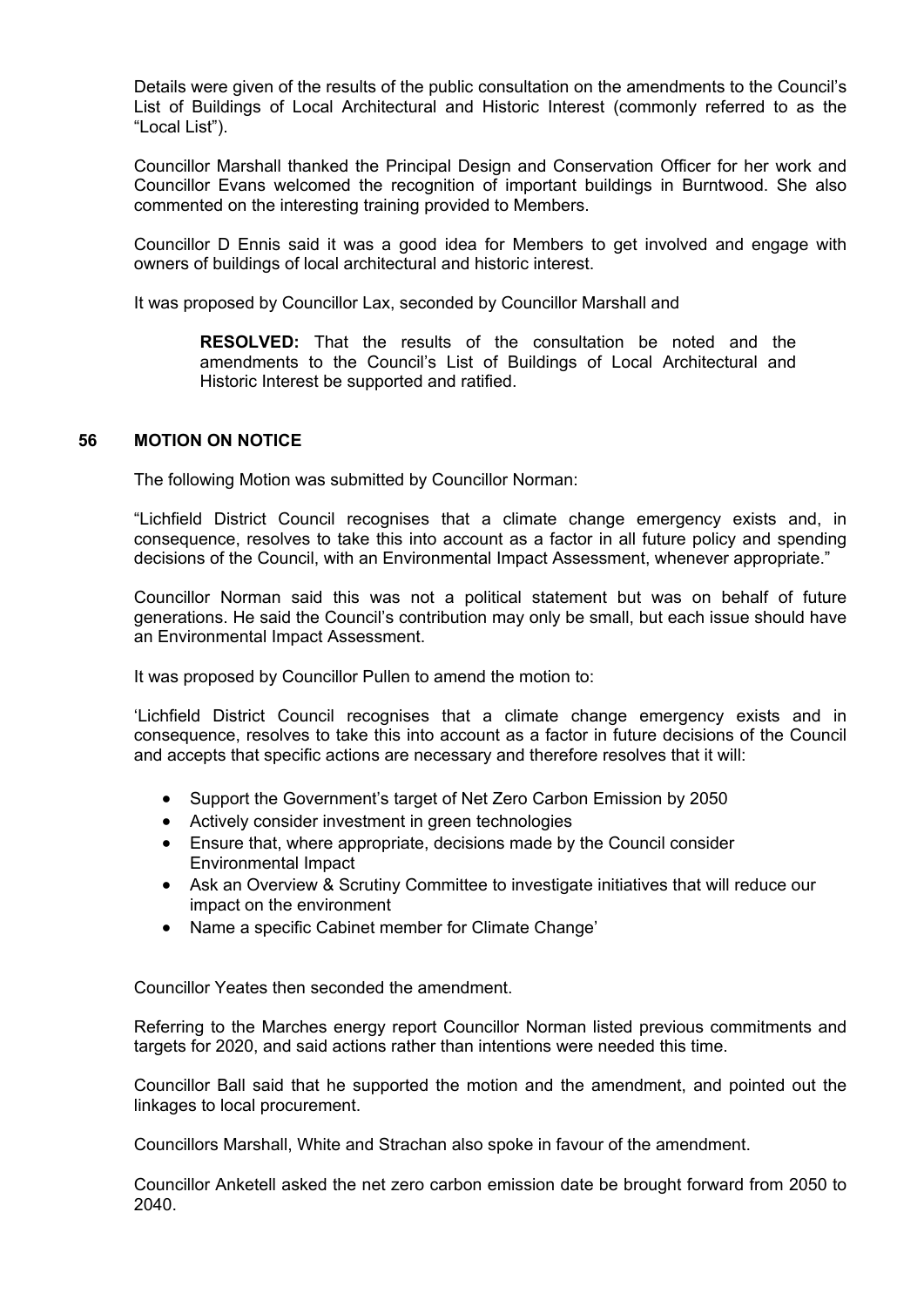Details were given of the results of the public consultation on the amendments to the Council's List of Buildings of Local Architectural and Historic Interest (commonly referred to as the "Local List").

Councillor Marshall thanked the Principal Design and Conservation Officer for her work and Councillor Evans welcomed the recognition of important buildings in Burntwood. She also commented on the interesting training provided to Members.

Councillor D Ennis said it was a good idea for Members to get involved and engage with owners of buildings of local architectural and historic interest.

It was proposed by Councillor Lax, seconded by Councillor Marshall and

> **RESOLVED:** That the results of the consultation be noted and the amendments to the Council's List of Buildings of Local Architectural and Historic Interest be supported and ratified.

## 56 MOTION ON NOTICE

The following Motion was submitted by Councillor Norman:

"Lichfield District Council recognises that a climate change emergency exists and, in consequence, resolves to take this into account as a factor in all future policy and spending decisions of the Council, with an Environmental Impact Assessment, whenever appropriate."

Councillor Norman said this was not a political statement but was on behalf of future generations. He said the Council's contribution may only be small, but each issue should have an Environmental Impact Assessment.

It was proposed by Councillor Pullen to amend the motion to:

'Lichfield District Council recognises that a climate change emergency exists and in consequence, resolves to take this into account as a factor in future decisions of the Council and accepts that specific actions are necessary and therefore resolves that it will:

- Support the Government's target of Net Zero Carbon Emission by 2050
- Actively consider investment in green technologies
- Ensure that, where appropriate, decisions made by the Council consider Environmental Impact
- Ask an Overview & Scrutiny Committee to investigate initiatives that will reduce our impact on the environment
- Name a specific Cabinet member for Climate Change'

Councillor Yeates then seconded the amendment.

Referring to the Marches energy report Councillor Norman listed previous commitments and targets for 2020, and said actions rather than intentions were needed this time.

Councillor Ball said that he supported the motion and the amendment, and pointed out the linkages to local procurement.

Councillors Marshall, White and Strachan also spoke in favour of the amendment.

Councillor Anketell asked the net zero carbon emission date be brought forward from 2050 to 2040.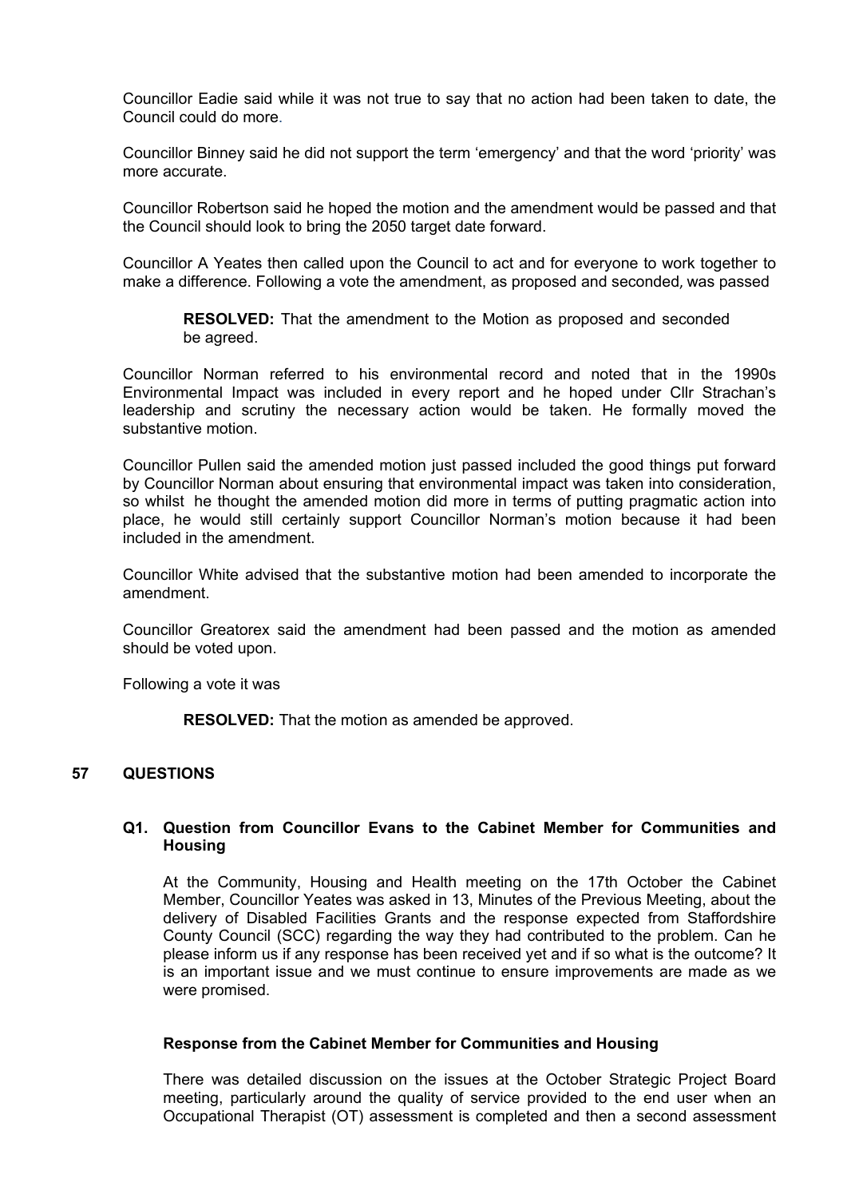Councillor Eadie said while it was not true to say that no action had been taken to date, the Council could do more.

Councillor Binney said he did not support the term 'emergency' and that the word 'priority' was more accurate.

Councillor Robertson said he hoped the motion and the amendment would be passed and that the Council should look to bring the 2050 target date forward.

Councillor A Yeates then called upon the Council to act and for everyone to work together to make a difference. Following a vote the amendment, as proposed and seconded, was passed

> **RESOLVED:** That the amendment to the Motion as proposed and seconded be agreed.

Councillor Norman referred to his environmental record and noted that in the 1990s Environmental Impact was included in every report and he hoped under Cllr Strachan's leadership and scrutiny the necessary action would be taken. He formally moved the substantive motion.

Councillor Pullen said the amended motion just passed included the good things put forward by Councillor Norman about ensuring that environmental impact was taken into consideration, so whilst he thought the amended motion did more in terms of putting pragmatic action into place, he would still certainly support Councillor Norman's motion because it had been included in the amendment.

Councillor White advised that the substantive motion had been amended to incorporate the amendment.

Councillor Greatorex said the amendment had been passed and the motion as amended should be voted upon.

Following a vote it was

> **RESOLVED:** That the motion as amended be approved.

## 57 QUESTIONS

### Q1. Question from Councillor Evans to the Cabinet Member for Communities and Housing

At the Community, Housing and Health meeting on the 17th October the Cabinet Member, Councillor Yeates was asked in 13, Minutes of the Previous Meeting, about the delivery of Disabled Facilities Grants and the response expected from Staffordshire County Council (SCC) regarding the way they had contributed to the problem. Can he please inform us if any response has been received yet and if so what is the outcome? It is an important issue and we must continue to ensure improvements are made as we were promised.

**Response from the Cabinet Member for Communities and Housing**

There was detailed discussion on the issues at the October Strategic Project Board meeting, particularly around the quality of service provided to the end user when an Occupational Therapist (OT) assessment is completed and then a second assessment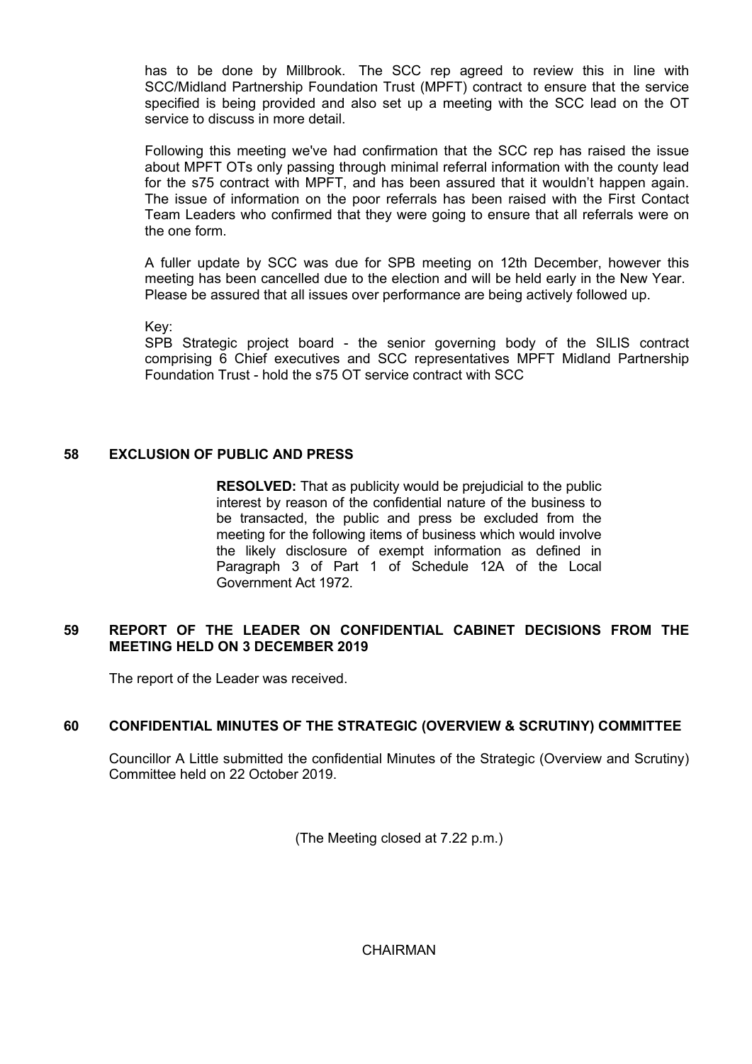has to be done by Millbrook. The SCC rep agreed to review this in line with SCC/Midland Partnership Foundation Trust (MPFT) contract to ensure that the service specified is being provided and also set up a meeting with the SCC lead on the OT service to discuss in more detail.

Following this meeting we've had confirmation that the SCC rep has raised the issue about MPFT OTs only passing through minimal referral information with the county lead for the s75 contract with MPFT, and has been assured that it wouldn't happen again. The issue of information on the poor referrals has been raised with the First Contact Team Leaders who confirmed that they were going to ensure that all referrals were on the one form.

A fuller update by SCC was due for SPB meeting on 12th December, however this meeting has been cancelled due to the election and will be held early in the New Year. Please be assured that all issues over performance are being actively followed up.

Key:
SPB Strategic project board - the senior governing body of the SILIS contract comprising 6 Chief executives and SCC representatives MPFT Midland Partnership Foundation Trust - hold the s75 OT service contract with SCC

## 58 EXCLUSION OF PUBLIC AND PRESS

**RESOLVED:** That as publicity would be prejudicial to the public interest by reason of the confidential nature of the business to be transacted, the public and press be excluded from the meeting for the following items of business which would involve the likely disclosure of exempt information as defined in Paragraph 3 of Part 1 of Schedule 12A of the Local Government Act 1972.

## 59 REPORT OF THE LEADER ON CONFIDENTIAL CABINET DECISIONS FROM THE MEETING HELD ON 3 DECEMBER 2019

The report of the Leader was received.

## 60 CONFIDENTIAL MINUTES OF THE STRATEGIC (OVERVIEW & SCRUTINY) COMMITTEE

Councillor A Little submitted the confidential Minutes of the Strategic (Overview and Scrutiny) Committee held on 22 October 2019.

(The Meeting closed at 7.22 p.m.)

CHAIRMAN